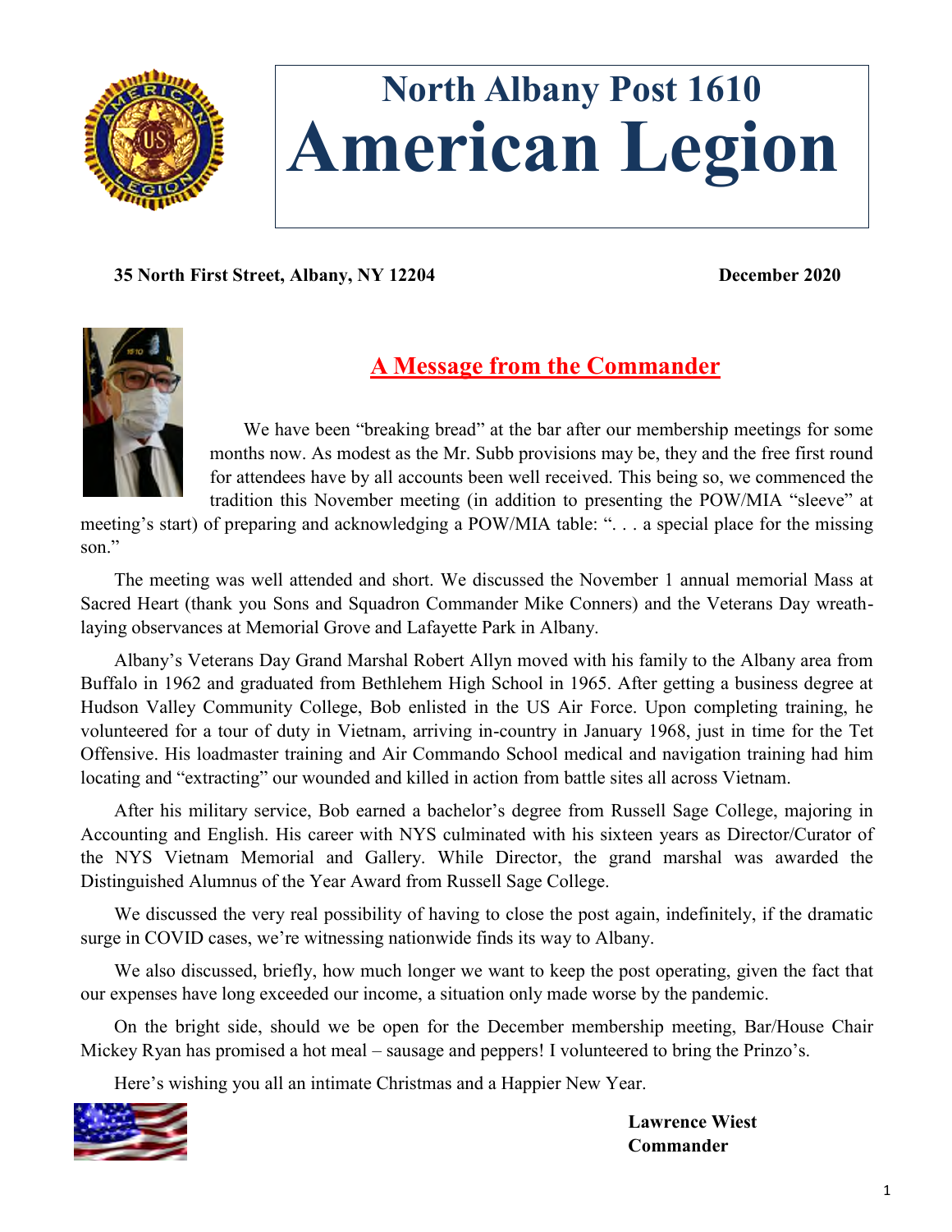# North Albany Post 1610
# American Legion

**35 North First Street, Albany, NY 12204** **December 2020**

## A Message from the Commander

We have been "breaking bread" at the bar after our membership meetings for some months now. As modest as the Mr. Subb provisions may be, they and the free first round for attendees have by all accounts been well received. This being so, we commenced the tradition this November meeting (in addition to presenting the POW/MIA "sleeve" at meeting's start) of preparing and acknowledging a POW/MIA table: ". . . a special place for the missing son."

The meeting was well attended and short. We discussed the November 1 annual memorial Mass at Sacred Heart (thank you Sons and Squadron Commander Mike Conners) and the Veterans Day wreath-laying observances at Memorial Grove and Lafayette Park in Albany.

Albany's Veterans Day Grand Marshal Robert Allyn moved with his family to the Albany area from Buffalo in 1962 and graduated from Bethlehem High School in 1965. After getting a business degree at Hudson Valley Community College, Bob enlisted in the US Air Force. Upon completing training, he volunteered for a tour of duty in Vietnam, arriving in-country in January 1968, just in time for the Tet Offensive. His loadmaster training and Air Commando School medical and navigation training had him locating and "extracting" our wounded and killed in action from battle sites all across Vietnam.

After his military service, Bob earned a bachelor's degree from Russell Sage College, majoring in Accounting and English. His career with NYS culminated with his sixteen years as Director/Curator of the NYS Vietnam Memorial and Gallery. While Director, the grand marshal was awarded the Distinguished Alumnus of the Year Award from Russell Sage College.

We discussed the very real possibility of having to close the post again, indefinitely, if the dramatic surge in COVID cases, we're witnessing nationwide finds its way to Albany.

We also discussed, briefly, how much longer we want to keep the post operating, given the fact that our expenses have long exceeded our income, a situation only made worse by the pandemic.

On the bright side, should we be open for the December membership meeting, Bar/House Chair Mickey Ryan has promised a hot meal – sausage and peppers! I volunteered to bring the Prinzo's.

Here's wishing you all an intimate Christmas and a Happier New Year.

**Lawrence Wiest**
**Commander**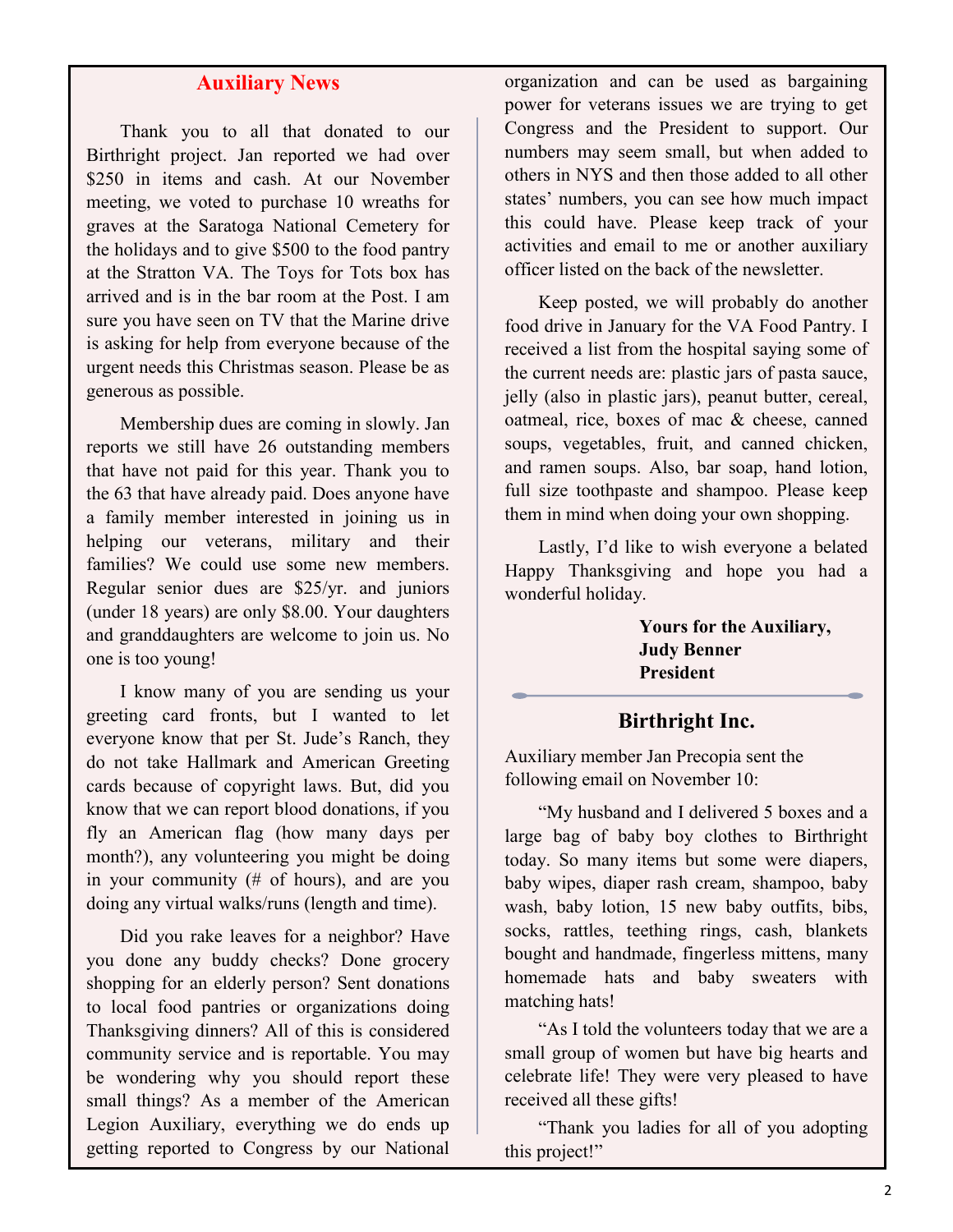## Auxiliary News

Thank you to all that donated to our Birthright project. Jan reported we had over $250 in items and cash. At our November meeting, we voted to purchase 10 wreaths for graves at the Saratoga National Cemetery for the holidays and to give $500 to the food pantry at the Stratton VA. The Toys for Tots box has arrived and is in the bar room at the Post. I am sure you have seen on TV that the Marine drive is asking for help from everyone because of the urgent needs this Christmas season. Please be as generous as possible.

Membership dues are coming in slowly. Jan reports we still have 26 outstanding members that have not paid for this year. Thank you to the 63 that have already paid. Does anyone have a family member interested in joining us in helping our veterans, military and their families? We could use some new members. Regular senior dues are $25/yr. and juniors (under 18 years) are only $8.00. Your daughters and granddaughters are welcome to join us. No one is too young!

I know many of you are sending us your greeting card fronts, but I wanted to let everyone know that per St. Jude's Ranch, they do not take Hallmark and American Greeting cards because of copyright laws. But, did you know that we can report blood donations, if you fly an American flag (how many days per month?), any volunteering you might be doing in your community (# of hours), and are you doing any virtual walks/runs (length and time).

Did you rake leaves for a neighbor? Have you done any buddy checks? Done grocery shopping for an elderly person? Sent donations to local food pantries or organizations doing Thanksgiving dinners? All of this is considered community service and is reportable. You may be wondering why you should report these small things? As a member of the American Legion Auxiliary, everything we do ends up getting reported to Congress by our National organization and can be used as bargaining power for veterans issues we are trying to get Congress and the President to support. Our numbers may seem small, but when added to others in NYS and then those added to all other states' numbers, you can see how much impact this could have. Please keep track of your activities and email to me or another auxiliary officer listed on the back of the newsletter.

Keep posted, we will probably do another food drive in January for the VA Food Pantry. I received a list from the hospital saying some of the current needs are: plastic jars of pasta sauce, jelly (also in plastic jars), peanut butter, cereal, oatmeal, rice, boxes of mac & cheese, canned soups, vegetables, fruit, and canned chicken, and ramen soups. Also, bar soap, hand lotion, full size toothpaste and shampoo. Please keep them in mind when doing your own shopping.

Lastly, I'd like to wish everyone a belated Happy Thanksgiving and hope you had a wonderful holiday.

**Yours for the Auxiliary,**
**Judy Benner**
**President**

## Birthright Inc.

Auxiliary member Jan Precopia sent the following email on November 10:

"My husband and I delivered 5 boxes and a large bag of baby boy clothes to Birthright today. So many items but some were diapers, baby wipes, diaper rash cream, shampoo, baby wash, baby lotion, 15 new baby outfits, bibs, socks, rattles, teething rings, cash, blankets bought and handmade, fingerless mittens, many homemade hats and baby sweaters with matching hats!

"As I told the volunteers today that we are a small group of women but have big hearts and celebrate life! They were very pleased to have received all these gifts!

"Thank you ladies for all of you adopting this project!"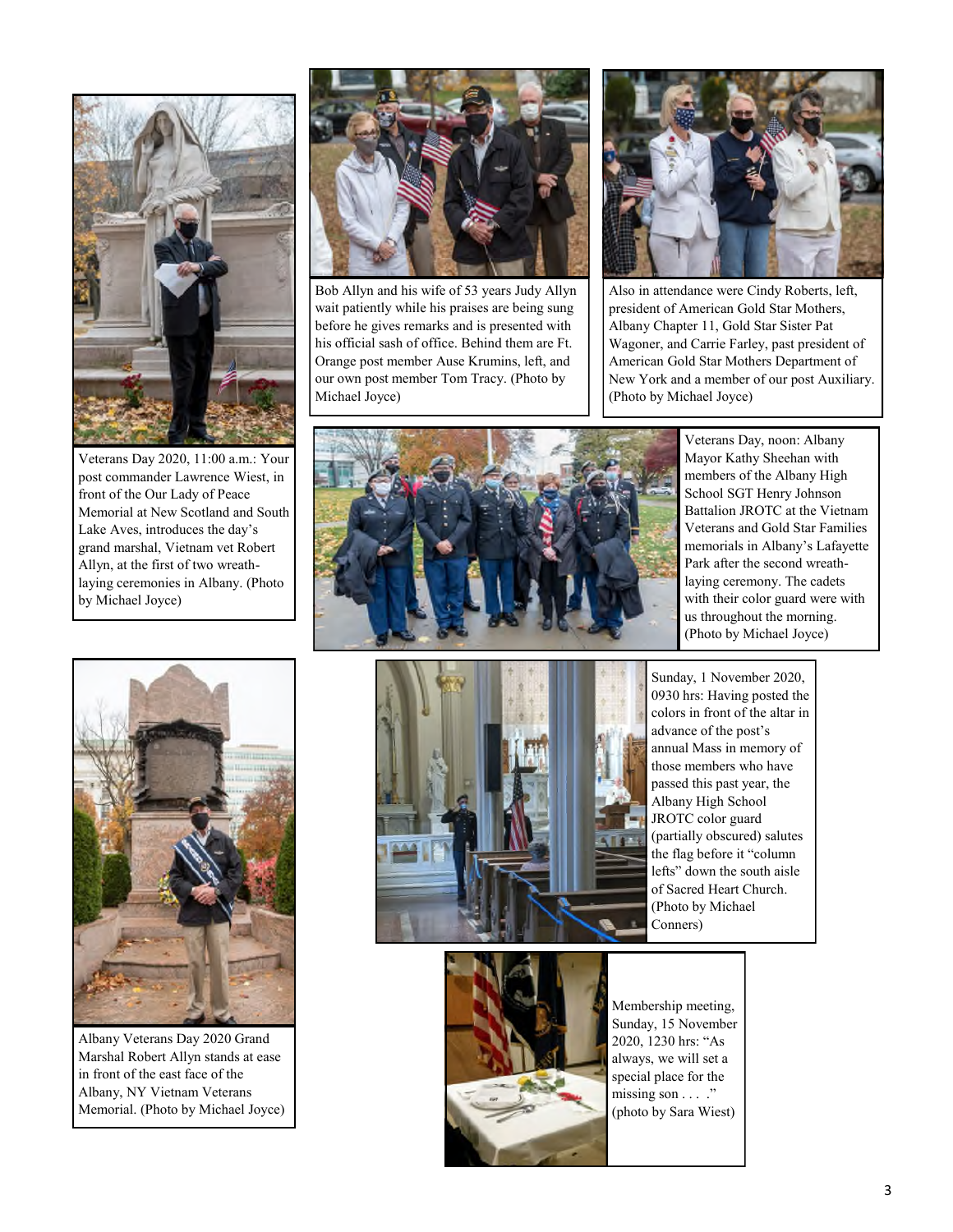Veterans Day 2020, 11:00 a.m.: Your post commander Lawrence Wiest, in front of the Our Lady of Peace Memorial at New Scotland and South Lake Aves, introduces the day's grand marshal, Vietnam vet Robert Allyn, at the first of two wreath-laying ceremonies in Albany. (Photo by Michael Joyce)

Bob Allyn and his wife of 53 years Judy Allyn wait patiently while his praises are being sung before he gives remarks and is presented with his official sash of office. Behind them are Ft. Orange post member Ause Krumins, left, and our own post member Tom Tracy. (Photo by Michael Joyce)

Also in attendance were Cindy Roberts, left, president of American Gold Star Mothers, Albany Chapter 11, Gold Star Sister Pat Wagoner, and Carrie Farley, past president of American Gold Star Mothers Department of New York and a member of our post Auxiliary. (Photo by Michael Joyce)

Veterans Day, noon: Albany Mayor Kathy Sheehan with members of the Albany High School SGT Henry Johnson Battalion JROTC at the Vietnam Veterans and Gold Star Families memorials in Albany's Lafayette Park after the second wreath-laying ceremony. The cadets with their color guard were with us throughout the morning. (Photo by Michael Joyce)

Albany Veterans Day 2020 Grand Marshal Robert Allyn stands at ease in front of the east face of the Albany, NY Vietnam Veterans Memorial. (Photo by Michael Joyce)

Sunday, 1 November 2020, 0930 hrs: Having posted the colors in front of the altar in advance of the post's annual Mass in memory of those members who have passed this past year, the Albany High School JROTC color guard (partially obscured) salutes the flag before it "column lefts" down the south aisle of Sacred Heart Church. (Photo by Michael Conners)

Membership meeting, Sunday, 15 November 2020, 1230 hrs: "As always, we will set a special place for the missing son . . . ." (photo by Sara Wiest)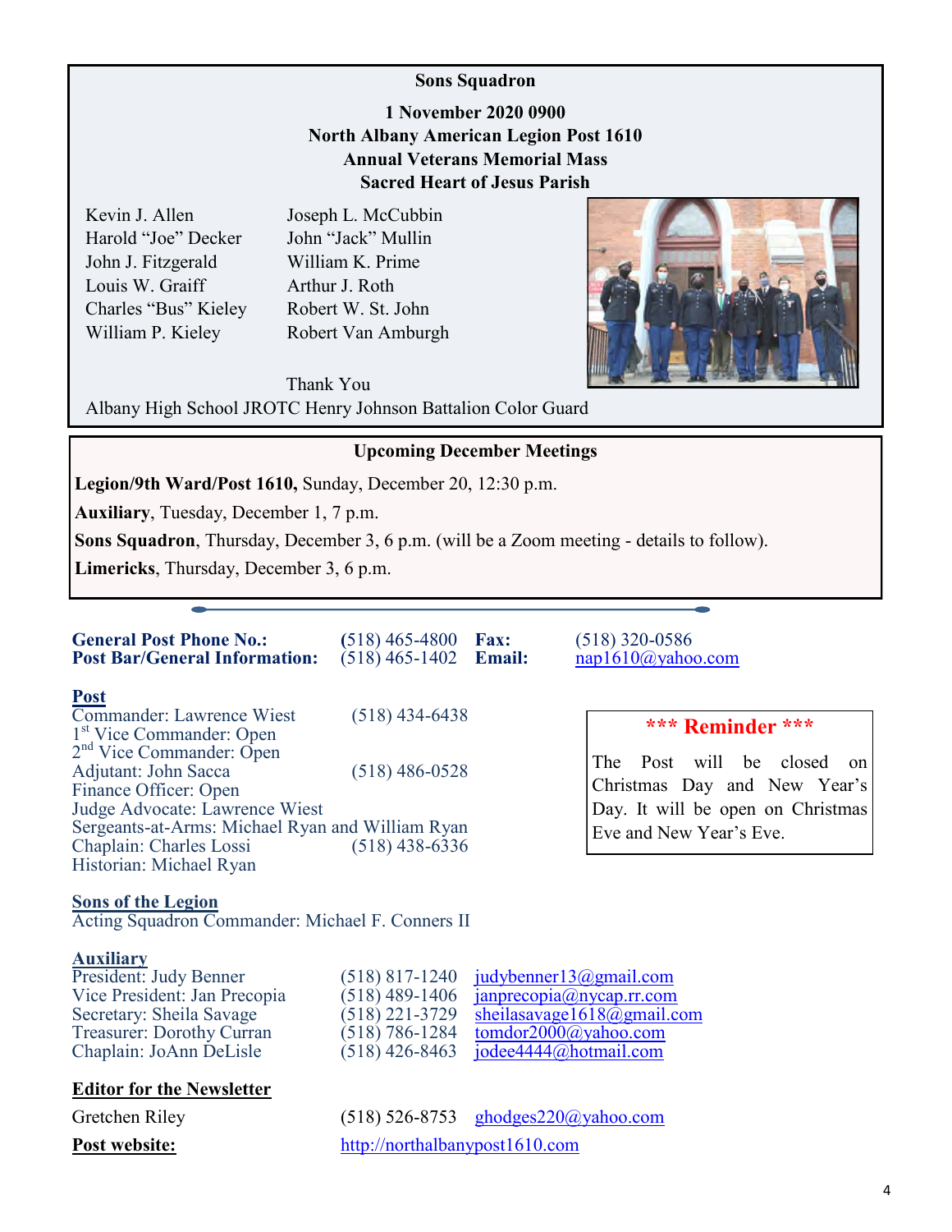**Sons Squadron**

**1 November 2020 0900**
**North Albany American Legion Post 1610**
**Annual Veterans Memorial Mass**
**Sacred Heart of Jesus Parish**

| | |
|---|---|
| Kevin J. Allen | Joseph L. McCubbin |
| Harold "Joe" Decker | John "Jack" Mullin |
| John J. Fitzgerald | William K. Prime |
| Louis W. Graiff | Arthur J. Roth |
| Charles "Bus" Kieley | Robert W. St. John |
| William P. Kieley | Robert Van Amburgh |

Thank You
Albany High School JROTC Henry Johnson Battalion Color Guard

**Upcoming December Meetings**

**Legion/9th Ward/Post 1610,** Sunday, December 20, 12:30 p.m.

**Auxiliary**, Tuesday, December 1, 7 p.m.

**Sons Squadron**, Thursday, December 3, 6 p.m. (will be a Zoom meeting - details to follow).

**Limericks**, Thursday, December 3, 6 p.m.

| | | | |
|---|---|---|---|
| **General Post Phone No.:** | (518) 465-4800 | **Fax:** | (518) 320-0586 |
| **Post Bar/General Information:** | (518) 465-1402 | **Email:** | nap1610@yahoo.com |

**Post**

Commander: Lawrence Wiest (518) 434-6438
1st Vice Commander: Open
2nd Vice Commander: Open
Adjutant: John Sacca (518) 486-0528
Finance Officer: Open
Judge Advocate: Lawrence Wiest
Sergeants-at-Arms: Michael Ryan and William Ryan
Chaplain: Charles Lossi (518) 438-6336
Historian: Michael Ryan

**\*\*\* Reminder \*\*\***

The Post will be closed on Christmas Day and New Year's Day. It will be open on Christmas Eve and New Year's Eve.

**Sons of the Legion**

Acting Squadron Commander: Michael F. Conners II

**Auxiliary**

| | | |
|---|---|---|
| President: Judy Benner | (518) 817-1240 | judybenner13@gmail.com |
| Vice President: Jan Precopia | (518) 489-1406 | janprecopia@nycap.rr.com |
| Secretary: Sheila Savage | (518) 221-3729 | sheilasavage1618@gmail.com |
| Treasurer: Dorothy Curran | (518) 786-1284 | tomdor2000@yahoo.com |
| Chaplain: JoAnn DeLisle | (518) 426-8463 | jodee4444@hotmail.com |

**Editor for the Newsletter**

Gretchen Riley (518) 526-8753 ghodges220@yahoo.com

**Post website:** http://northalbanypost1610.com